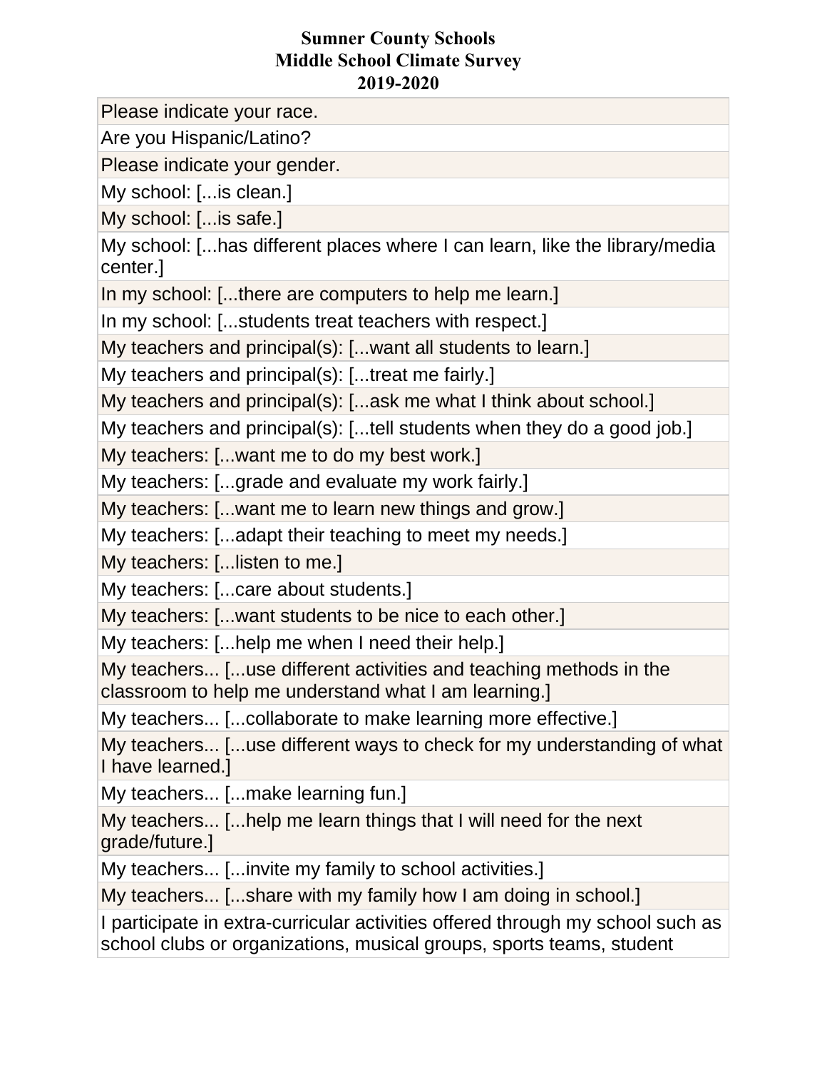# Sumner County Schools
## Middle School Climate Survey
## 2019-2020

| |
|---|
| Please indicate your race. |
| Are you Hispanic/Latino? |
| Please indicate your gender. |
| My school: [...is clean.] |
| My school: [...is safe.] |
| My school: [...has different places where I can learn, like the library/media center.] |
| In my school: [...there are computers to help me learn.] |
| In my school: [...students treat teachers with respect.] |
| My teachers and principal(s): [...want all students to learn.] |
| My teachers and principal(s): [...treat me fairly.] |
| My teachers and principal(s): [...ask me what I think about school.] |
| My teachers and principal(s): [...tell students when they do a good job.] |
| My teachers: [...want me to do my best work.] |
| My teachers: [...grade and evaluate my work fairly.] |
| My teachers: [...want me to learn new things and grow.] |
| My teachers: [...adapt their teaching to meet my needs.] |
| My teachers: [...listen to me.] |
| My teachers: [...care about students.] |
| My teachers: [...want students to be nice to each other.] |
| My teachers: [...help me when I need their help.] |
| My teachers... [...use different activities and teaching methods in the classroom to help me understand what I am learning.] |
| My teachers... [...collaborate to make learning more effective.] |
| My teachers... [...use different ways to check for my understanding of what I have learned.] |
| My teachers... [...make learning fun.] |
| My teachers... [...help me learn things that I will need for the next grade/future.] |
| My teachers... [...invite my family to school activities.] |
| My teachers... [...share with my family how I am doing in school.] |
| I participate in extra-curricular activities offered through my school such as school clubs or organizations, musical groups, sports teams, student |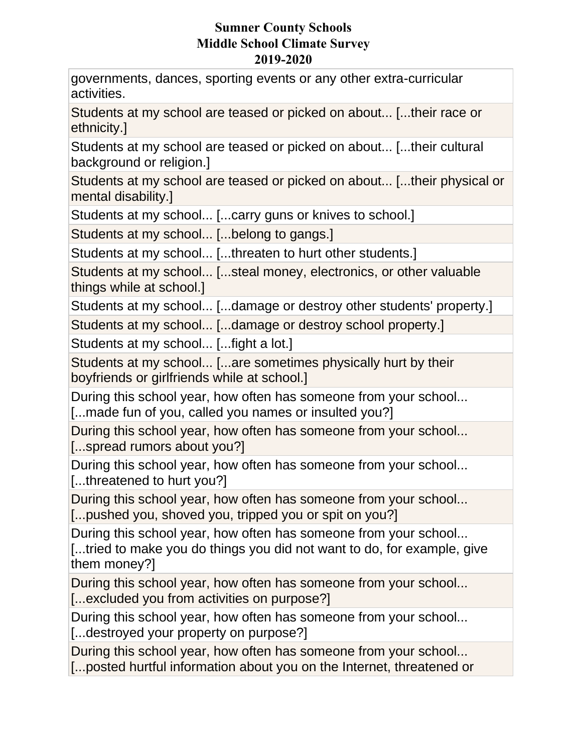| governments, dances, sporting events or any other extra-curricular activities. |
| --- |
| Students at my school are teased or picked on about... [...their race or ethnicity.] |
| Students at my school are teased or picked on about... [...their cultural background or religion.] |
| Students at my school are teased or picked on about... [...their physical or mental disability.] |
| Students at my school... [...carry guns or knives to school.] |
| Students at my school... [...belong to gangs.] |
| Students at my school... [...threaten to hurt other students.] |
| Students at my school... [...steal money, electronics, or other valuable things while at school.] |
| Students at my school... [...damage or destroy other students' property.] |
| Students at my school... [...damage or destroy school property.] |
| Students at my school... [...fight a lot.] |
| Students at my school... [...are sometimes physically hurt by their boyfriends or girlfriends while at school.] |
| During this school year, how often has someone from your school... [...made fun of you, called you names or insulted you?] |
| During this school year, how often has someone from your school... [...spread rumors about you?] |
| During this school year, how often has someone from your school... [...threatened to hurt you?] |
| During this school year, how often has someone from your school... [...pushed you, shoved you, tripped you or spit on you?] |
| During this school year, how often has someone from your school... [...tried to make you do things you did not want to do, for example, give them money?] |
| During this school year, how often has someone from your school... [...excluded you from activities on purpose?] |
| During this school year, how often has someone from your school... [...destroyed your property on purpose?] |
| During this school year, how often has someone from your school... [...posted hurtful information about you on the Internet, threatened or |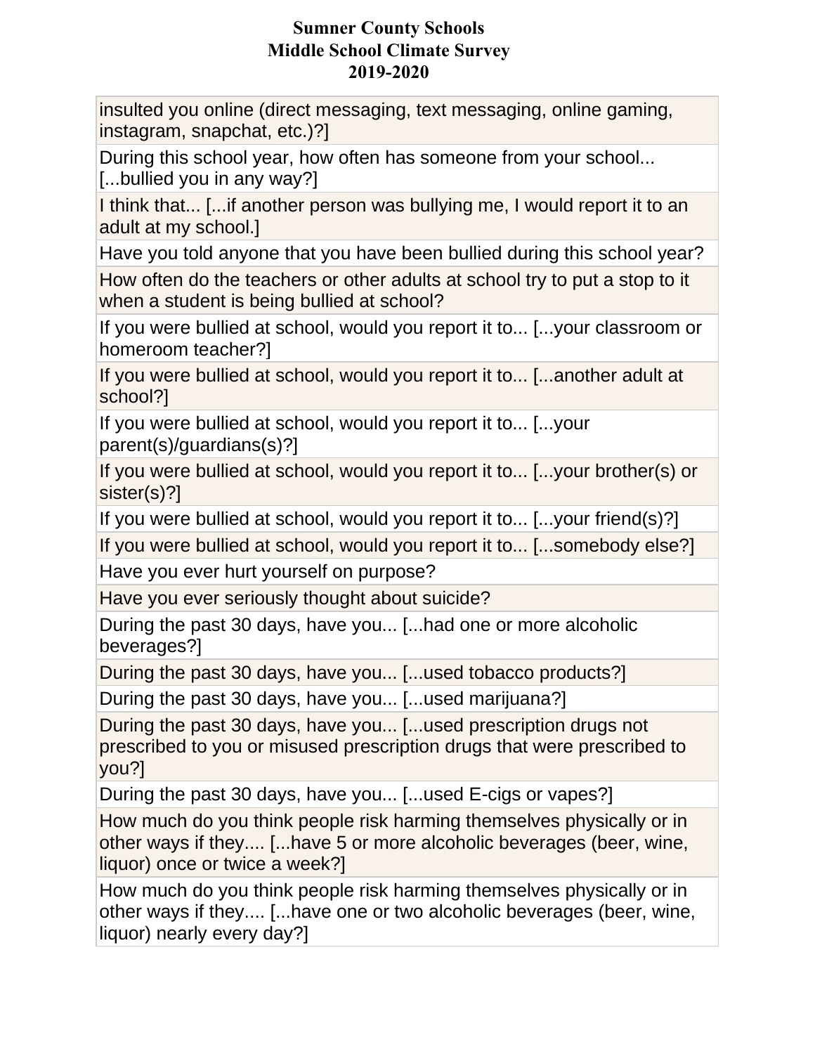| |
|---|
| insulted you online (direct messaging, text messaging, online gaming, instagram, snapchat, etc.)?] |
| During this school year, how often has someone from your school... [...bullied you in any way?] |
| I think that... [...if another person was bullying me, I would report it to an adult at my school.] |
| Have you told anyone that you have been bullied during this school year? |
| How often do the teachers or other adults at school try to put a stop to it when a student is being bullied at school? |
| If you were bullied at school, would you report it to... [...your classroom or homeroom teacher?] |
| If you were bullied at school, would you report it to... [...another adult at school?] |
| If you were bullied at school, would you report it to... [...your parent(s)/guardians(s)?] |
| If you were bullied at school, would you report it to... [...your brother(s) or sister(s)?] |
| If you were bullied at school, would you report it to... [...your friend(s)?] |
| If you were bullied at school, would you report it to... [...somebody else?] |
| Have you ever hurt yourself on purpose? |
| Have you ever seriously thought about suicide? |
| During the past 30 days, have you... [...had one or more alcoholic beverages?] |
| During the past 30 days, have you... [...used tobacco products?] |
| During the past 30 days, have you... [...used marijuana?] |
| During the past 30 days, have you... [...used prescription drugs not prescribed to you or misused prescription drugs that were prescribed to you?] |
| During the past 30 days, have you... [...used E-cigs or vapes?] |
| How much do you think people risk harming themselves physically or in other ways if they.... [...have 5 or more alcoholic beverages (beer, wine, liquor) once or twice a week?] |
| How much do you think people risk harming themselves physically or in other ways if they.... [...have one or two alcoholic beverages (beer, wine, liquor) nearly every day?] |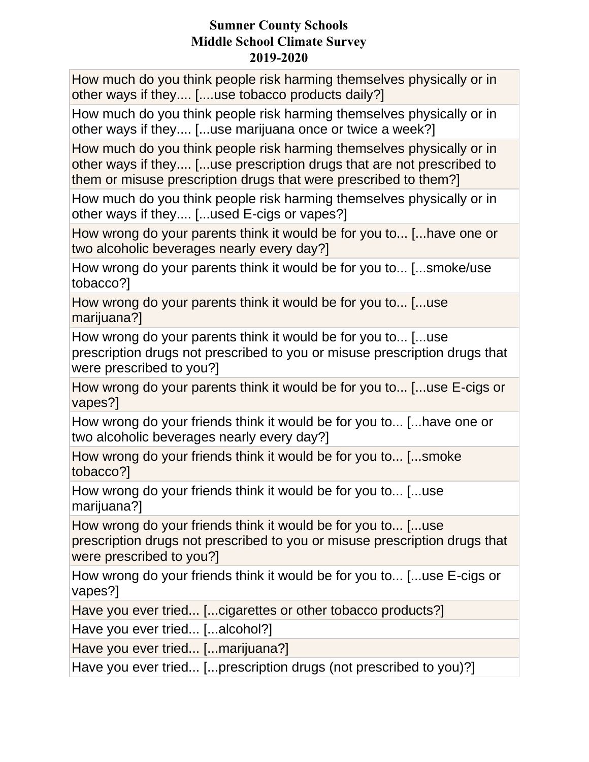| How much do you think people risk harming themselves physically or in other ways if they.... [....use tobacco products daily?] |
| --- |
| How much do you think people risk harming themselves physically or in other ways if they.... [...use marijuana once or twice a week?] |
| How much do you think people risk harming themselves physically or in other ways if they.... [...use prescription drugs that are not prescribed to them or misuse prescription drugs that were prescribed to them?] |
| How much do you think people risk harming themselves physically or in other ways if they.... [...used E-cigs or vapes?] |
| How wrong do your parents think it would be for you to... [...have one or two alcoholic beverages nearly every day?] |
| How wrong do your parents think it would be for you to... [...smoke/use tobacco?] |
| How wrong do your parents think it would be for you to... [...use marijuana?] |
| How wrong do your parents think it would be for you to... [...use prescription drugs not prescribed to you or misuse prescription drugs that were prescribed to you?] |
| How wrong do your parents think it would be for you to... [...use E-cigs or vapes?] |
| How wrong do your friends think it would be for you to... [...have one or two alcoholic beverages nearly every day?] |
| How wrong do your friends think it would be for you to... [...smoke tobacco?] |
| How wrong do your friends think it would be for you to... [...use marijuana?] |
| How wrong do your friends think it would be for you to... [...use prescription drugs not prescribed to you or misuse prescription drugs that were prescribed to you?] |
| How wrong do your friends think it would be for you to... [...use E-cigs or vapes?] |
| Have you ever tried... [...cigarettes or other tobacco products?] |
| Have you ever tried... [...alcohol?] |
| Have you ever tried... [...marijuana?] |
| Have you ever tried... [...prescription drugs (not prescribed to you)?] |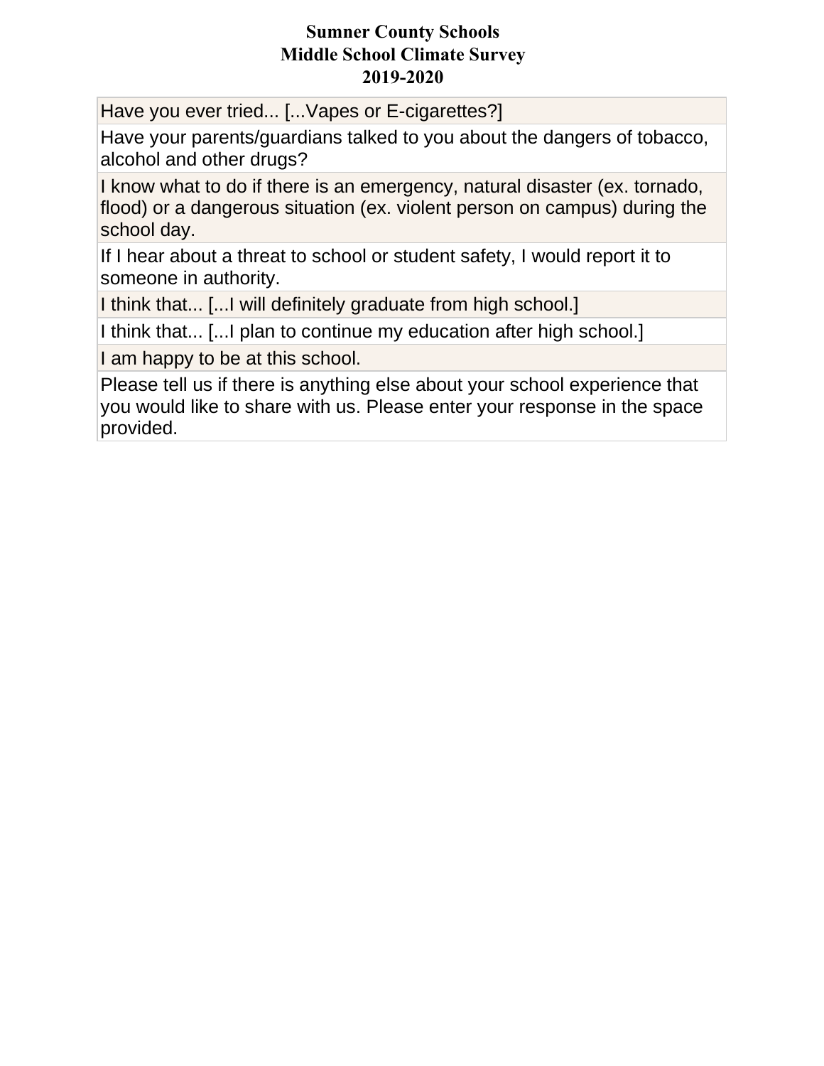**Sumner County Schools**
**Middle School Climate Survey**
**2019-2020**

| |
|---|
| Have you ever tried... [...Vapes or E-cigarettes?] |
| Have your parents/guardians talked to you about the dangers of tobacco, alcohol and other drugs? |
| I know what to do if there is an emergency, natural disaster (ex. tornado, flood) or a dangerous situation (ex. violent person on campus) during the school day. |
| If I hear about a threat to school or student safety, I would report it to someone in authority. |
| I think that... [...I will definitely graduate from high school.] |
| I think that... [...I plan to continue my education after high school.] |
| I am happy to be at this school. |
| Please tell us if there is anything else about your school experience that you would like to share with us. Please enter your response in the space provided. |